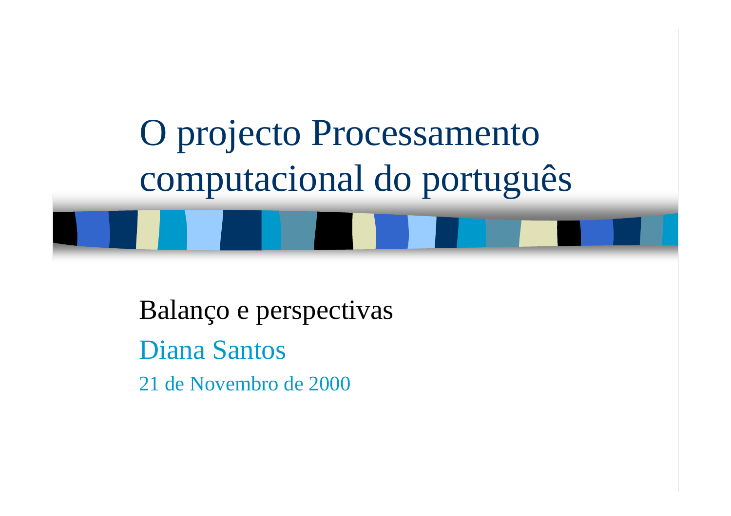# O projecto Processamento computacional do português

Balanço e perspectivas

Diana Santos

21 de Novembro de 2000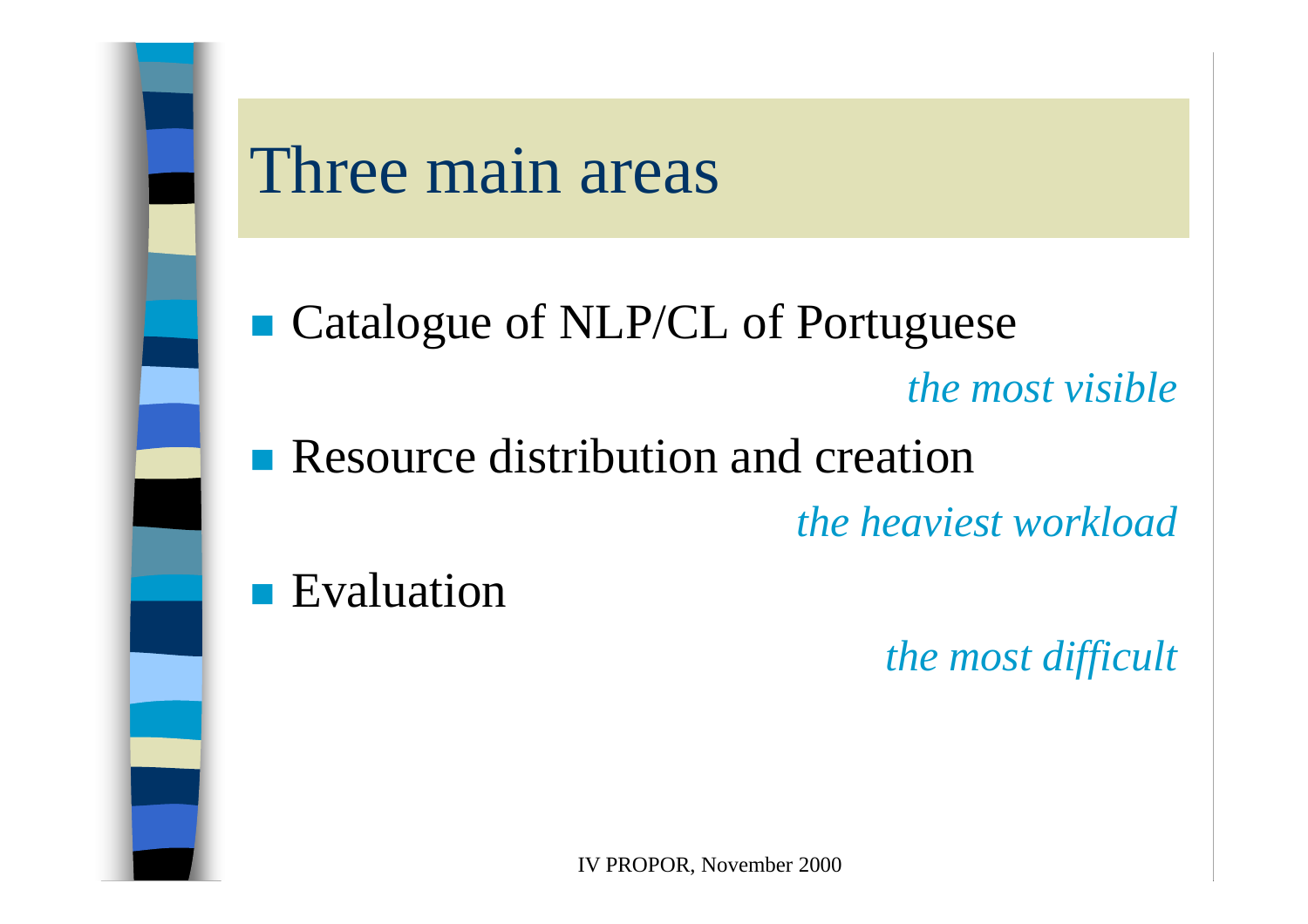# Three main areas

- Catalogue of NLP/CL of Portuguese

  *the most visible*

- Resource distribution and creation

  *the heaviest workload*

- Evaluation

  *the most difficult*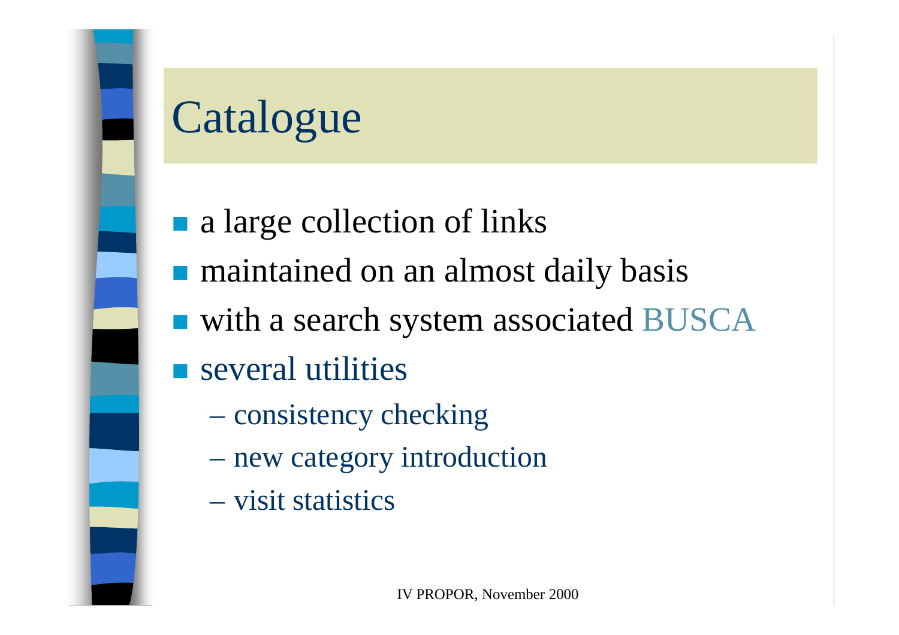# Catalogue

- a large collection of links
- maintained on an almost daily basis
- with a search system associated BUSCA
- several utilities
  - consistency checking
  - new category introduction
  - visit statistics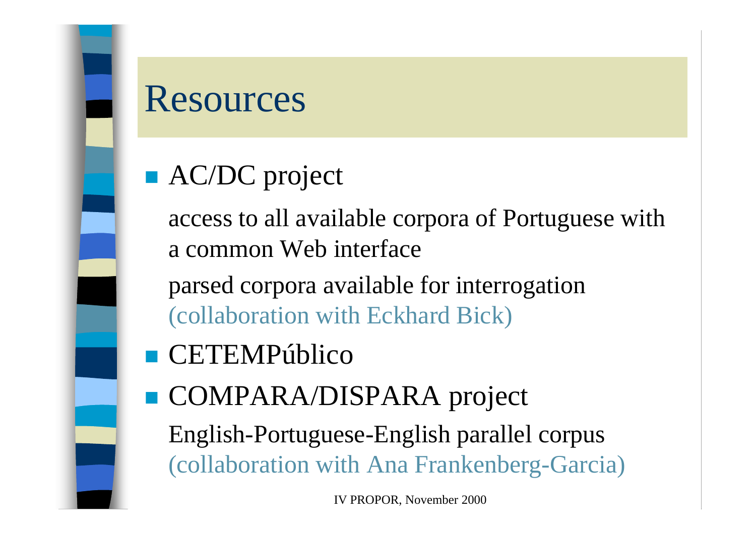# Resources

- AC/DC project

  access to all available corpora of Portuguese with a common Web interface

  parsed corpora available for interrogation (collaboration with Eckhard Bick)

- CETEMPúblico
- COMPARA/DISPARA project

  English-Portuguese-English parallel corpus (collaboration with Ana Frankenberg-Garcia)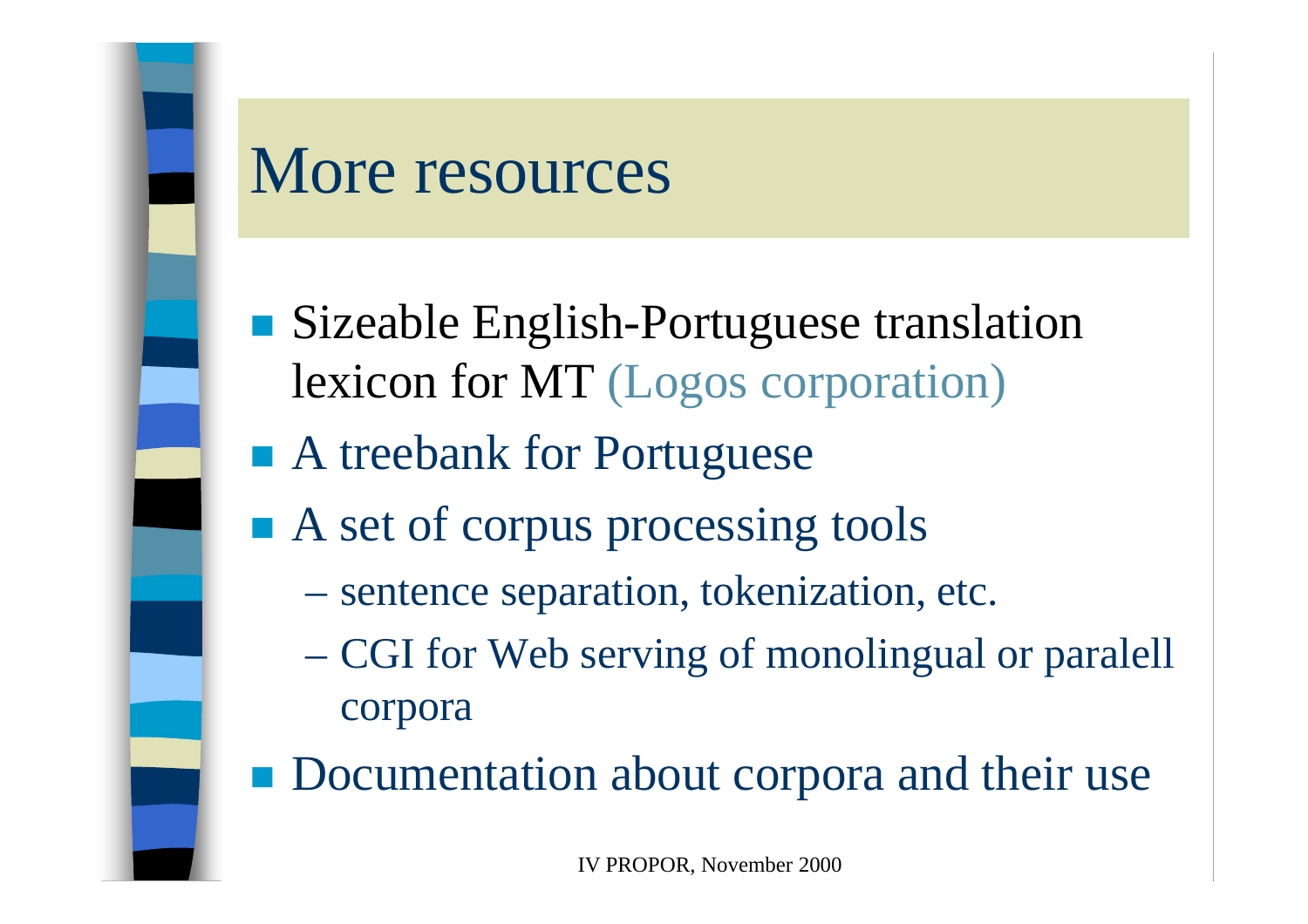# More resources

- Sizeable English-Portuguese translation lexicon for MT (Logos corporation)
- A treebank for Portuguese
- A set of corpus processing tools
  - sentence separation, tokenization, etc.
  - CGI for Web serving of monolingual or paralell corpora
- Documentation about corpora and their use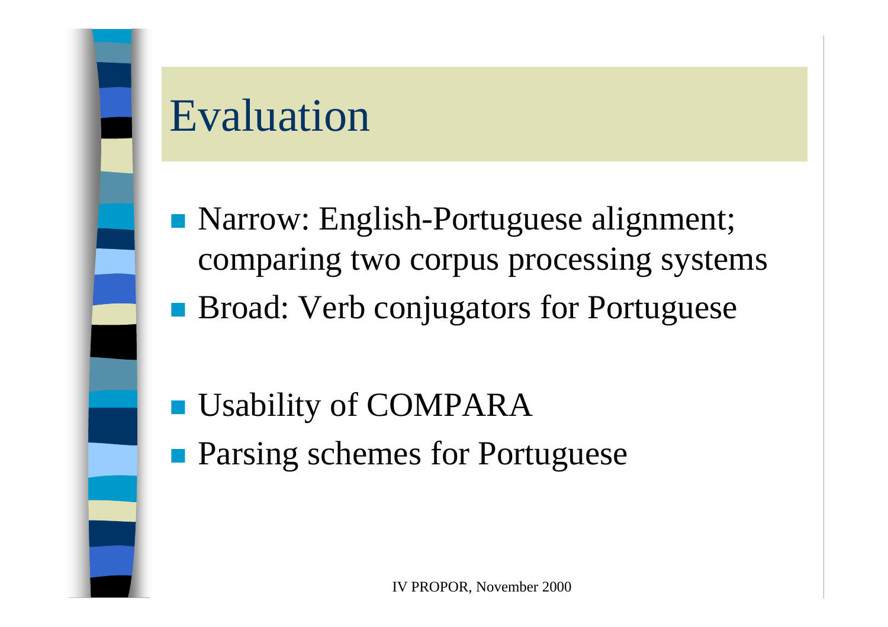# Evaluation

- Narrow: English-Portuguese alignment; comparing two corpus processing systems
- Broad: Verb conjugators for Portuguese

- Usability of COMPARA
- Parsing schemes for Portuguese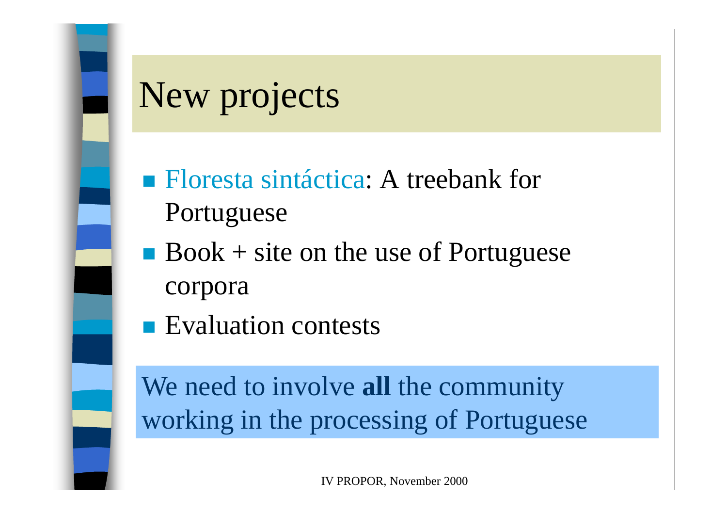# New projects

- Floresta sintáctica: A treebank for Portuguese
- Book + site on the use of Portuguese corpora
- Evaluation contests

We need to involve **all** the community working in the processing of Portuguese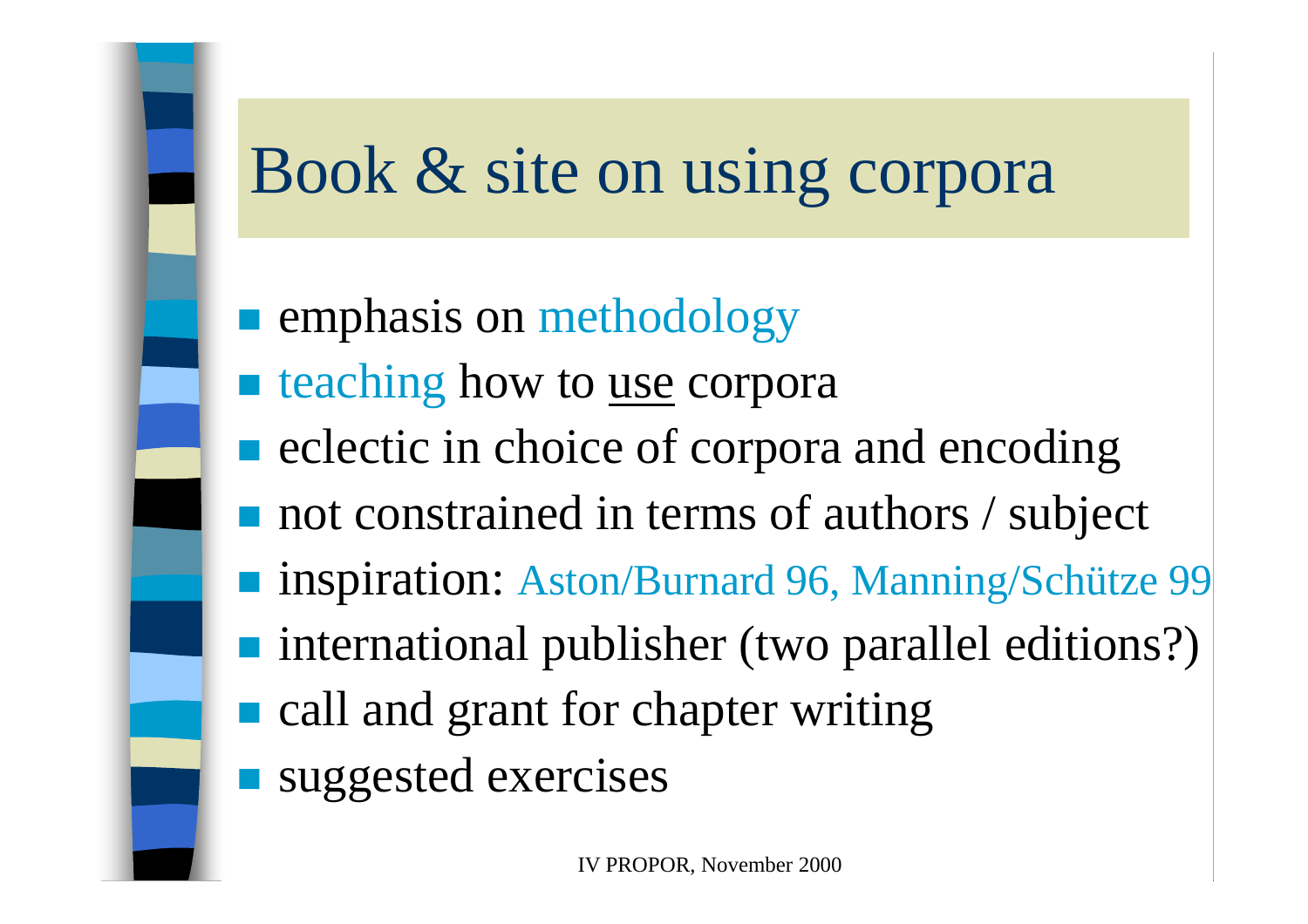# Book & site on using corpora

- emphasis on methodology
- teaching how to <u>use</u> corpora
- eclectic in choice of corpora and encoding
- not constrained in terms of authors / subject
- inspiration: Aston/Burnard 96, Manning/Schütze 99
- international publisher (two parallel editions?)
- call and grant for chapter writing
- suggested exercises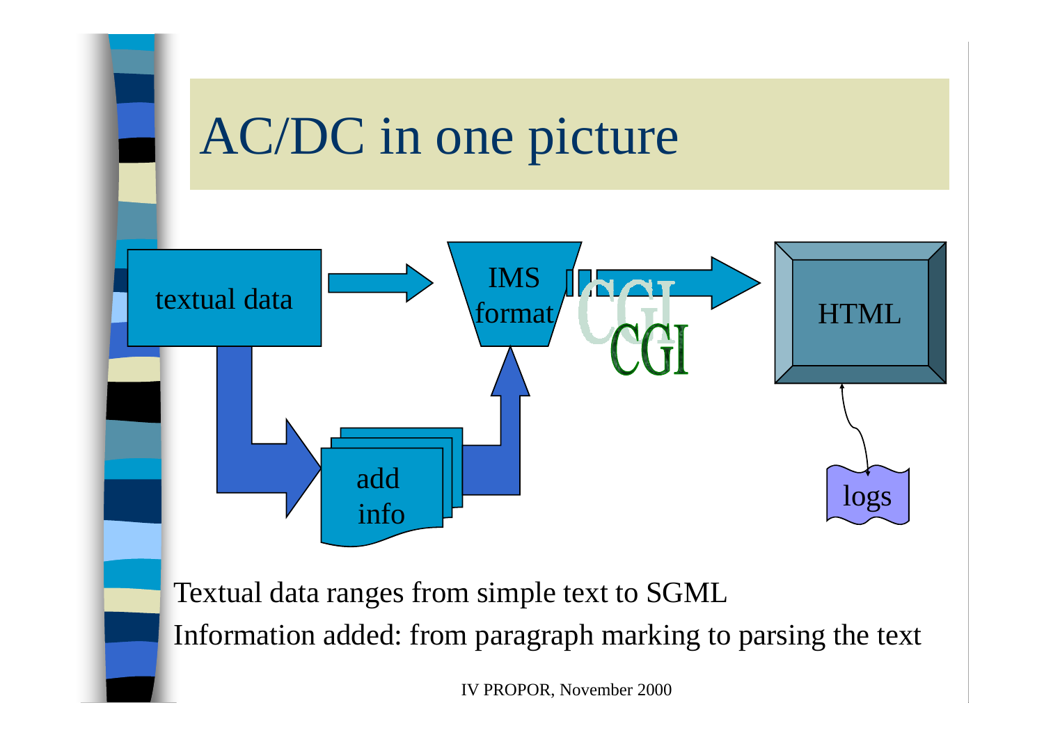# AC/DC in one picture

textual data → IMS format → CGI → HTML

textual data → add info → IMS format

HTML ↔ logs

Textual data ranges from simple text to SGML

Information added: from paragraph marking to parsing the text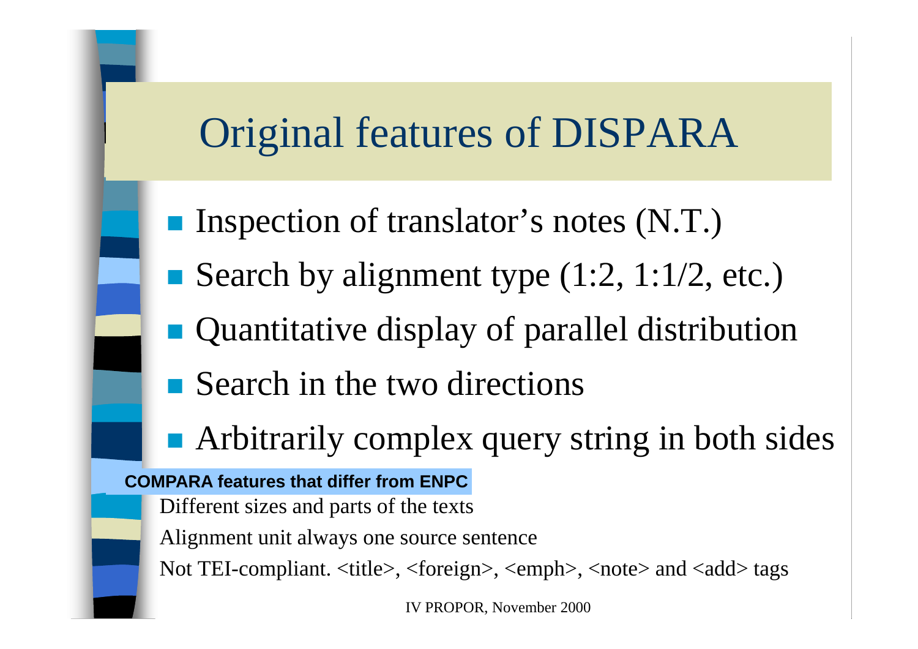# Original features of DISPARA

- Inspection of translator's notes (N.T.)
- Search by alignment type (1:2, 1:1/2, etc.)
- Quantitative display of parallel distribution
- Search in the two directions
- Arbitrarily complex query string in both sides

**COMPARA features that differ from ENPC**

Different sizes and parts of the texts

Alignment unit always one source sentence

Not TEI-compliant. <title>, <foreign>, <emph>, <note> and <add> tags